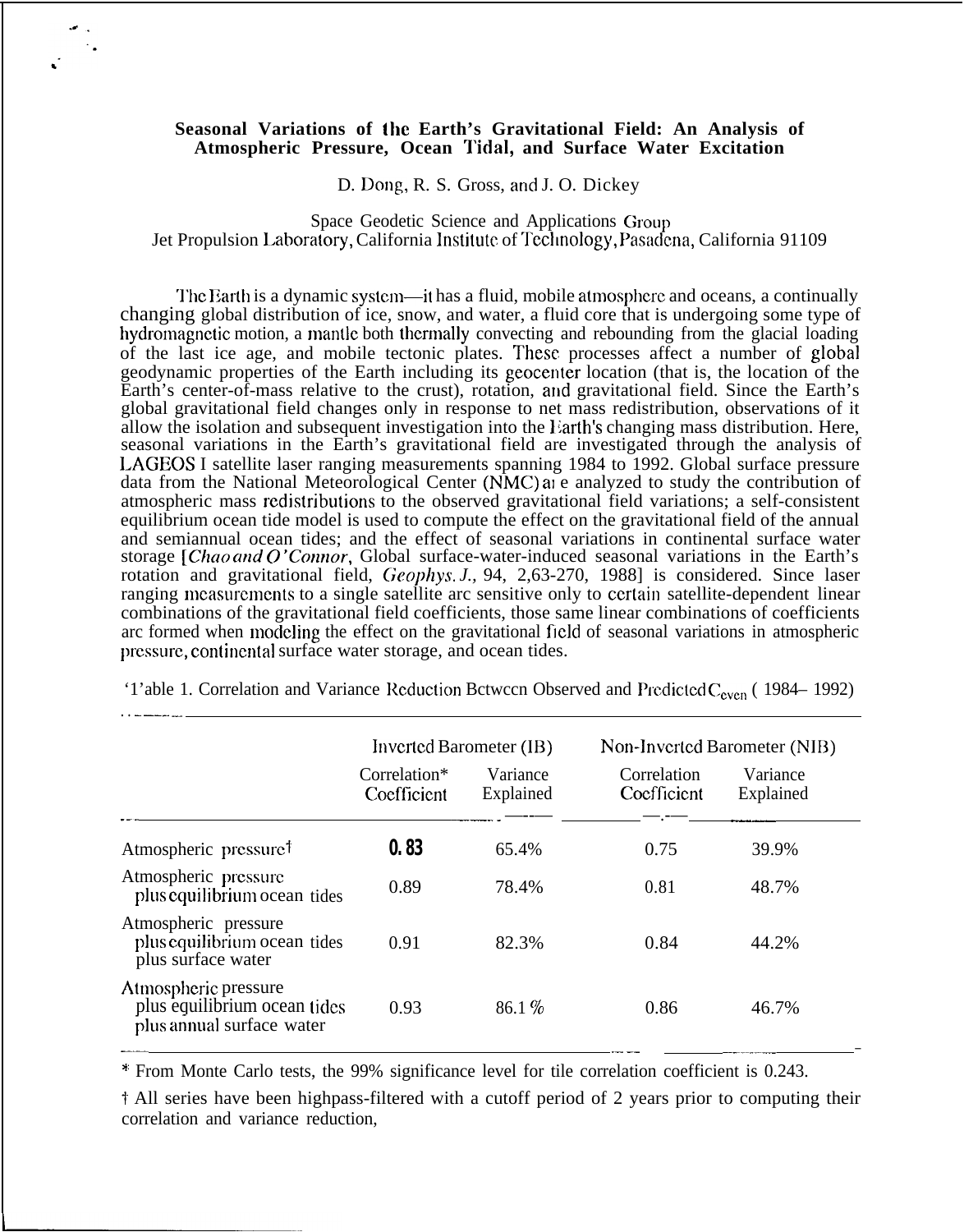# Seasonal Variations of the Earth's Gravitational Field: An Analysis of Atmospheric Pressure, Ocean Tidal, and Surface Water Excitation

D. Dong, R. S. Gross, and J. O. Dickey

Space Geodetic Science and Applications Group
Jet Propulsion Laboratory, California Institute of Technology, Pasadena, California 91109

The Earth is a dynamic system—it has a fluid, mobile atmosphere and oceans, a continually changing global distribution of ice, snow, and water, a fluid core that is undergoing some type of hydromagnetic motion, a mantle both thermally convecting and rebounding from the glacial loading of the last ice age, and mobile tectonic plates. These processes affect a number of global geodynamic properties of the Earth including its geocenter location (that is, the location of the Earth's center-of-mass relative to the crust), rotation, and gravitational field. Since the Earth's global gravitational field changes only in response to net mass redistribution, observations of it allow the isolation and subsequent investigation into the Earth's changing mass distribution. Here, seasonal variations in the Earth's gravitational field are investigated through the analysis of LAGEOS I satellite laser ranging measurements spanning 1984 to 1992. Global surface pressure data from the National Meteorological Center (NMC) are analyzed to study the contribution of atmospheric mass redistributions to the observed gravitational field variations; a self-consistent equilibrium ocean tide model is used to compute the effect on the gravitational field of the annual and semiannual ocean tides; and the effect of seasonal variations in continental surface water storage [*Chao and O'Connor*, Global surface-water-induced seasonal variations in the Earth's rotation and gravitational field, *Geophys. J.*, 94, 263-270, 1988] is considered. Since laser ranging measurements to a single satellite arc sensitive only to certain satellite-dependent linear combinations of the gravitational field coefficients, those same linear combinations of coefficients arc formed when modeling the effect on the gravitational field of seasonal variations in atmospheric pressure, continental surface water storage, and ocean tides.

Table 1. Correlation and Variance Reduction Between Observed and Predicted $C_{even}$ (1984– 1992)

| | Inverted Barometer (IB) | | Non-Inverted Barometer (NIB) | |
|---|---|---|---|---|
| | Correlation* Coefficient | Variance Explained | Correlation Coefficient | Variance Explained |
| Atmospheric pressure† | 0.83 | 65.4% | 0.75 | 39.9% |
| Atmospheric pressure plus equilibrium ocean tides | 0.89 | 78.4% | 0.81 | 48.7% |
| Atmospheric pressure plus equilibrium ocean tides plus surface water | 0.91 | 82.3% | 0.84 | 44.2% |
| Atmospheric pressure plus equilibrium ocean tides plus annual surface water | 0.93 | 86.1% | 0.86 | 46.7% |

\* From Monte Carlo tests, the 99% significance level for the correlation coefficient is 0.243.

† All series have been highpass-filtered with a cutoff period of 2 years prior to computing their correlation and variance reduction,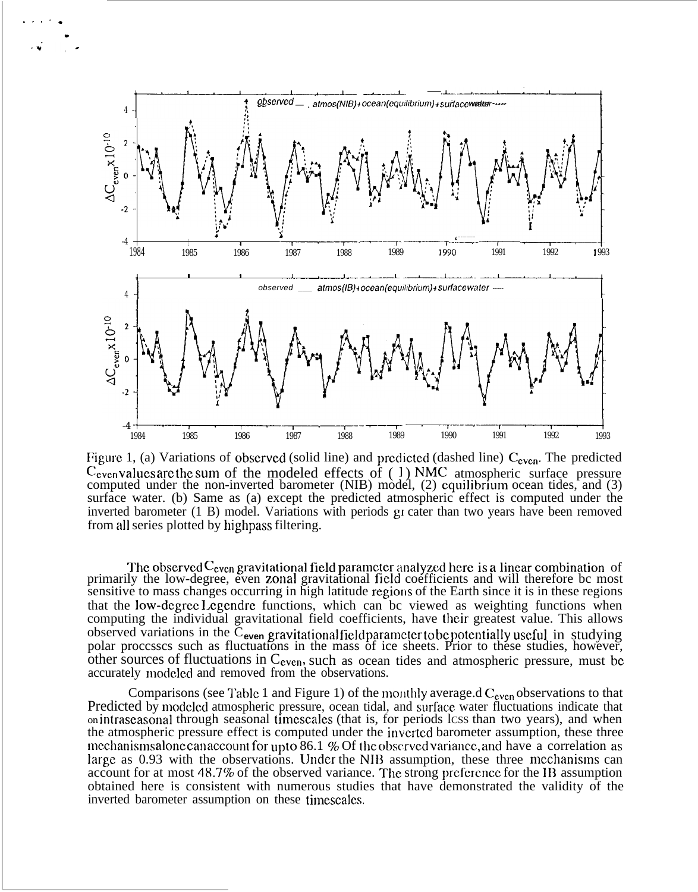observed — atmos(NIB)+ocean(equilibrium)+surfacewater ----

4

2

0

-2

-4

$\Delta C_{even} \times 10^{-10}$

1984 1985 1986 1987 1988 1989 1990 1991 1992 1993

observed — atmos(IB)+ocean(equilibrium)+surfacewater ----

4

2

0

-2

-4

$\Delta C_{even} \times 10^{-10}$

1984 1985 1986 1987 1988 1989 1990 1991 1992 1993

Figure 1, (a) Variations of observed (solid line) and predicted (dashed line) $C_{even}$. The predicted $C_{even}$ values are the sum of the modeled effects of (1) NMC atmospheric surface pressure computed under the non-inverted barometer (NIB) model, (2) equilibrium ocean tides, and (3) surface water. (b) Same as (a) except the predicted atmospheric effect is computed under the inverted barometer (IB) model. Variations with periods greater than two years have been removed from all series plotted by highpass filtering.

The observed $C_{even}$ gravitational field parameter analyzed here is a linear combination of primarily the low-degree, even zonal gravitational field coefficients and will therefore be most sensitive to mass changes occurring in high latitude regions of the Earth since it is in these regions that the low-degree Legendre functions, which can be viewed as weighting functions when computing the individual gravitational field coefficients, have their greatest value. This allows observed variations in the $C_{even}$ gravitational field parameter to be potentially useful in studying polar processes such as fluctuations in the mass of ice sheets. Prior to these studies, however, other sources of fluctuations in $C_{even}$, such as ocean tides and atmospheric pressure, must be accurately modeled and removed from the observations.

Comparisons (see Table 1 and Figure 1) of the monthly averaged $C_{even}$ observations to that Predicted by modeled atmospheric pressure, ocean tidal, and surface water fluctuations indicate that on intraseasonal through seasonal timescales (that is, for periods less than two years), and when the atmospheric pressure effect is computed under the inverted barometer assumption, these three mechanisms alone can account for up to 86.1 % Of the observed variance, and have a correlation as large as 0.93 with the observations. Under the NIB assumption, these three mechanisms can account for at most 48.7% of the observed variance. The strong preference for the IB assumption obtained here is consistent with numerous studies that have demonstrated the validity of the inverted barometer assumption on these timescales.